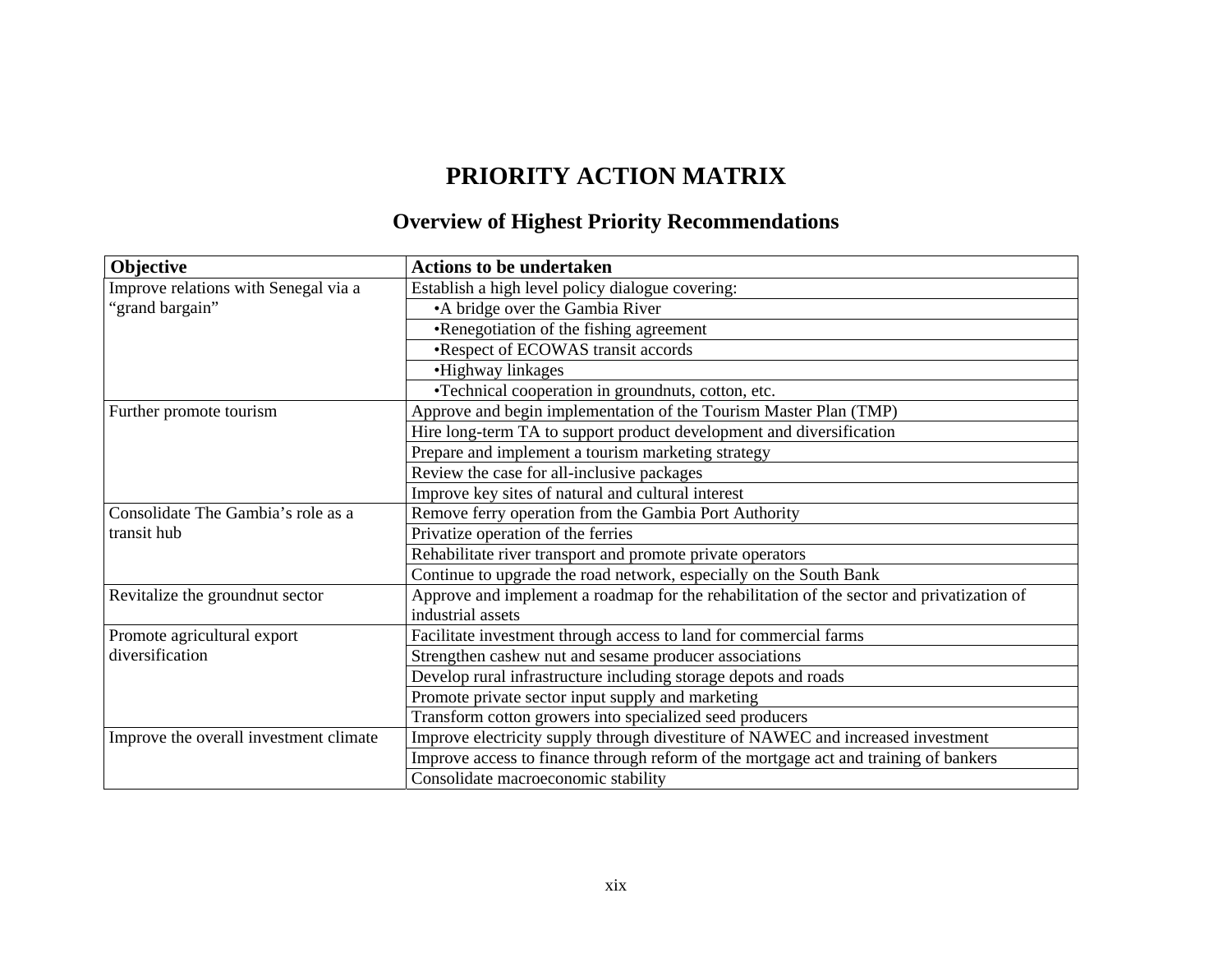# PRIORITY ACTION MATRIX

## Overview of Highest Priority Recommendations

| Objective | Actions to be undertaken |
|---|---|
| Improve relations with Senegal via a "grand bargain" | Establish a high level policy dialogue covering: |
| | •A bridge over the Gambia River |
| | •Renegotiation of the fishing agreement |
| | •Respect of ECOWAS transit accords |
| | •Highway linkages |
| | •Technical cooperation in groundnuts, cotton, etc. |
| Further promote tourism | Approve and begin implementation of the Tourism Master Plan (TMP) |
| | Hire long-term TA to support product development and diversification |
| | Prepare and implement a tourism marketing strategy |
| | Review the case for all-inclusive packages |
| | Improve key sites of natural and cultural interest |
| Consolidate The Gambia's role as a transit hub | Remove ferry operation from the Gambia Port Authority |
| | Privatize operation of the ferries |
| | Rehabilitate river transport and promote private operators |
| | Continue to upgrade the road network, especially on the South Bank |
| Revitalize the groundnut sector | Approve and implement a roadmap for the rehabilitation of the sector and privatization of industrial assets |
| Promote agricultural export diversification | Facilitate investment through access to land for commercial farms |
| | Strengthen cashew nut and sesame producer associations |
| | Develop rural infrastructure including storage depots and roads |
| | Promote private sector input supply and marketing |
| | Transform cotton growers into specialized seed producers |
| Improve the overall investment climate | Improve electricity supply through divestiture of NAWEC and increased investment |
| | Improve access to finance through reform of the mortgage act and training of bankers |
| | Consolidate macroeconomic stability |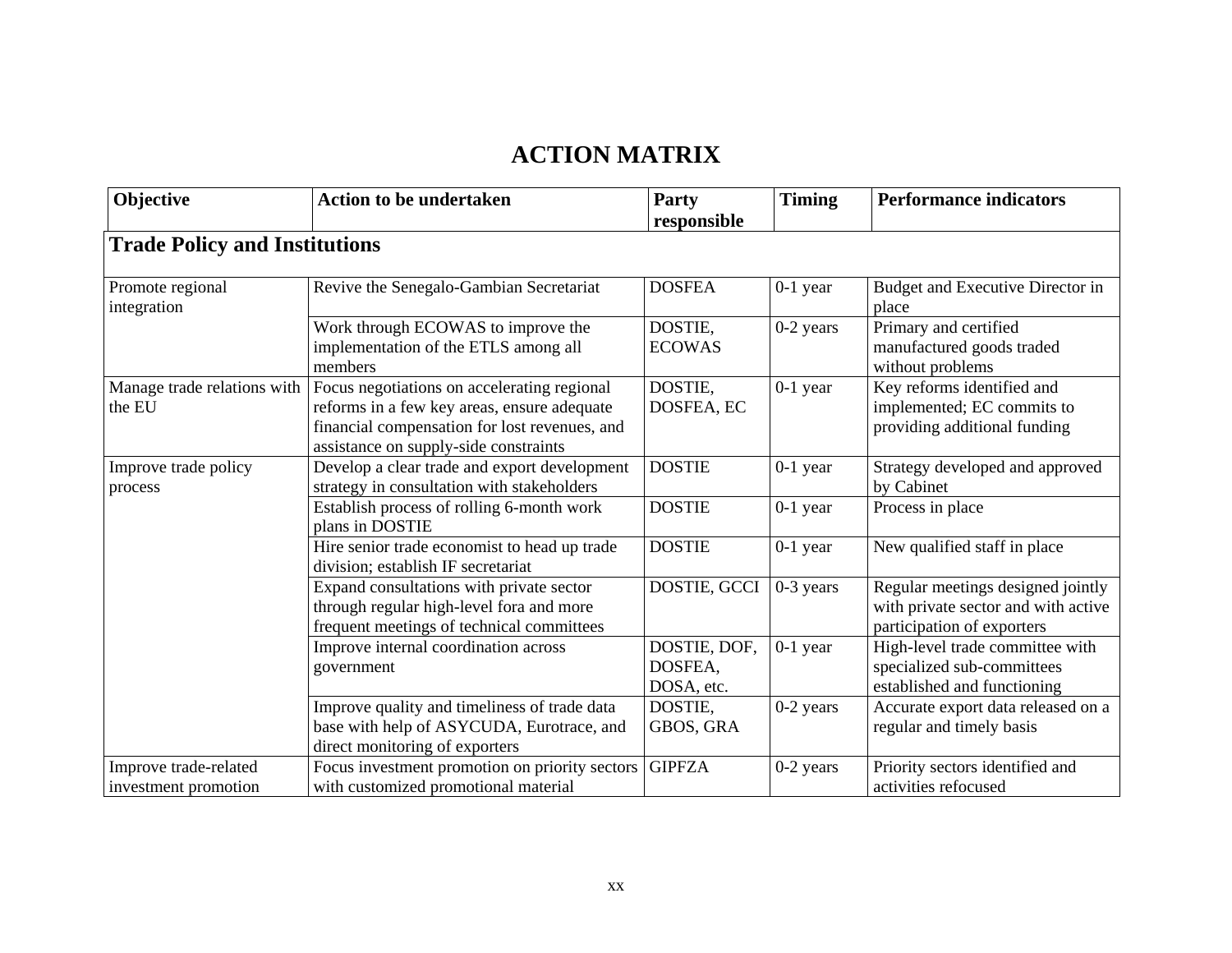# ACTION MATRIX

| Objective | Action to be undertaken | Party responsible | Timing | Performance indicators |
|---|---|---|---|---|
| **Trade Policy and Institutions** | | | | |
| Promote regional integration | Revive the Senegalo-Gambian Secretariat | DOSFEA | 0-1 year | Budget and Executive Director in place |
| | Work through ECOWAS to improve the implementation of the ETLS among all members | DOSTIE, ECOWAS | 0-2 years | Primary and certified manufactured goods traded without problems |
| Manage trade relations with the EU | Focus negotiations on accelerating regional reforms in a few key areas, ensure adequate financial compensation for lost revenues, and assistance on supply-side constraints | DOSTIE, DOSFEA, EC | 0-1 year | Key reforms identified and implemented; EC commits to providing additional funding |
| Improve trade policy process | Develop a clear trade and export development strategy in consultation with stakeholders | DOSTIE | 0-1 year | Strategy developed and approved by Cabinet |
| | Establish process of rolling 6-month work plans in DOSTIE | DOSTIE | 0-1 year | Process in place |
| | Hire senior trade economist to head up trade division; establish IF secretariat | DOSTIE | 0-1 year | New qualified staff in place |
| | Expand consultations with private sector through regular high-level fora and more frequent meetings of technical committees | DOSTIE, GCCI | 0-3 years | Regular meetings designed jointly with private sector and with active participation of exporters |
| | Improve internal coordination across government | DOSTIE, DOF, DOSFEA, DOSA, etc. | 0-1 year | High-level trade committee with specialized sub-committees established and functioning |
| | Improve quality and timeliness of trade data base with help of ASYCUDA, Eurotrace, and direct monitoring of exporters | DOSTIE, GBOS, GRA | 0-2 years | Accurate export data released on a regular and timely basis |
| Improve trade-related investment promotion | Focus investment promotion on priority sectors with customized promotional material | GIPFZA | 0-2 years | Priority sectors identified and activities refocused |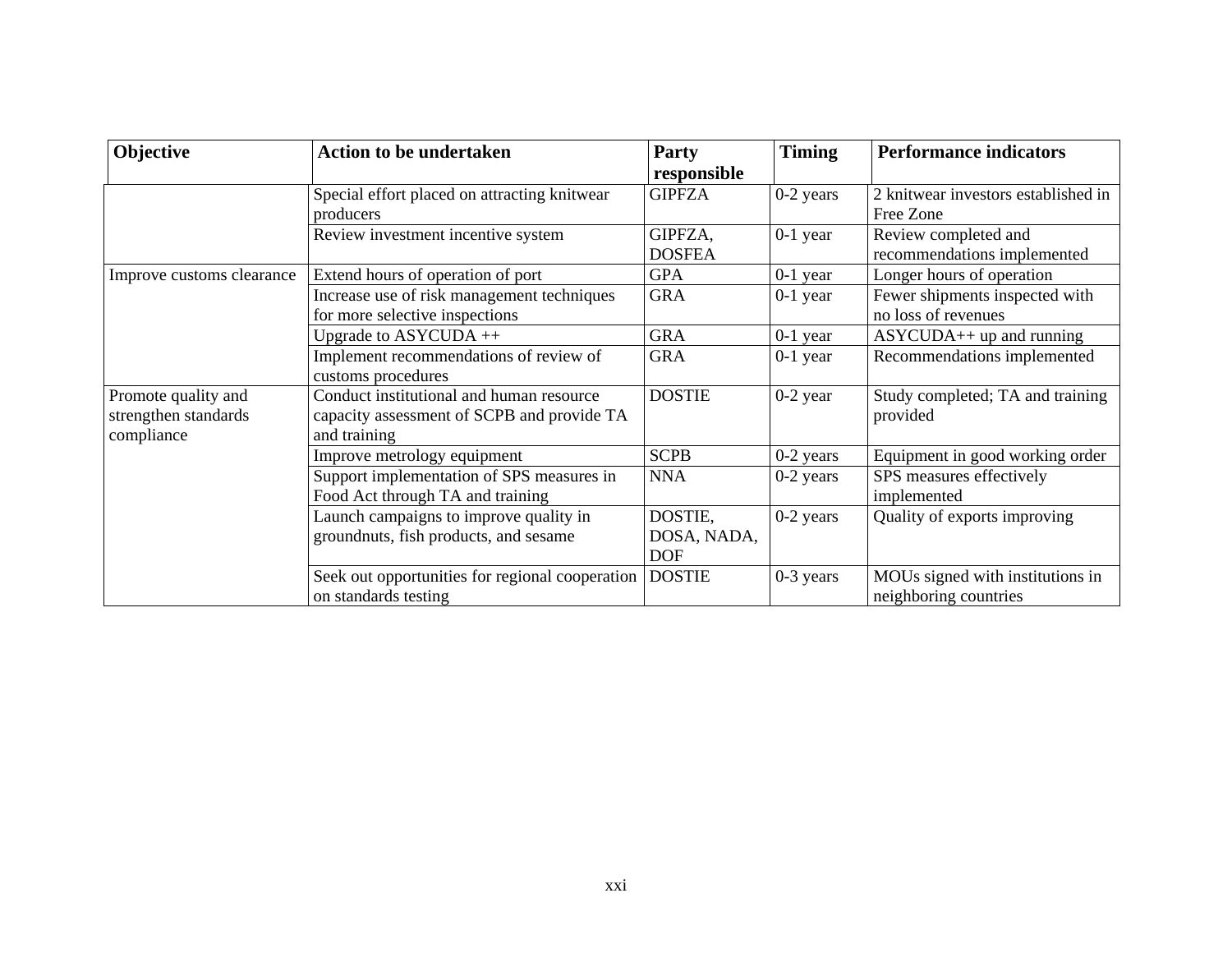| Objective | Action to be undertaken | Party responsible | Timing | Performance indicators |
|---|---|---|---|---|
| | Special effort placed on attracting knitwear producers | GIPFZA | 0-2 years | 2 knitwear investors established in Free Zone |
| | Review investment incentive system | GIPFZA, DOSFEA | 0-1 year | Review completed and recommendations implemented |
| Improve customs clearance | Extend hours of operation of port | GPA | 0-1 year | Longer hours of operation |
| | Increase use of risk management techniques for more selective inspections | GRA | 0-1 year | Fewer shipments inspected with no loss of revenues |
| | Upgrade to ASYCUDA ++ | GRA | 0-1 year | ASYCUDA++ up and running |
| | Implement recommendations of review of customs procedures | GRA | 0-1 year | Recommendations implemented |
| Promote quality and strengthen standards compliance | Conduct institutional and human resource capacity assessment of SCPB and provide TA and training | DOSTIE | 0-2 year | Study completed; TA and training provided |
| | Improve metrology equipment | SCPB | 0-2 years | Equipment in good working order |
| | Support implementation of SPS measures in Food Act through TA and training | NNA | 0-2 years | SPS measures effectively implemented |
| | Launch campaigns to improve quality in groundnuts, fish products, and sesame | DOSTIE, DOSA, NADA, DOF | 0-2 years | Quality of exports improving |
| | Seek out opportunities for regional cooperation on standards testing | DOSTIE | 0-3 years | MOUs signed with institutions in neighboring countries |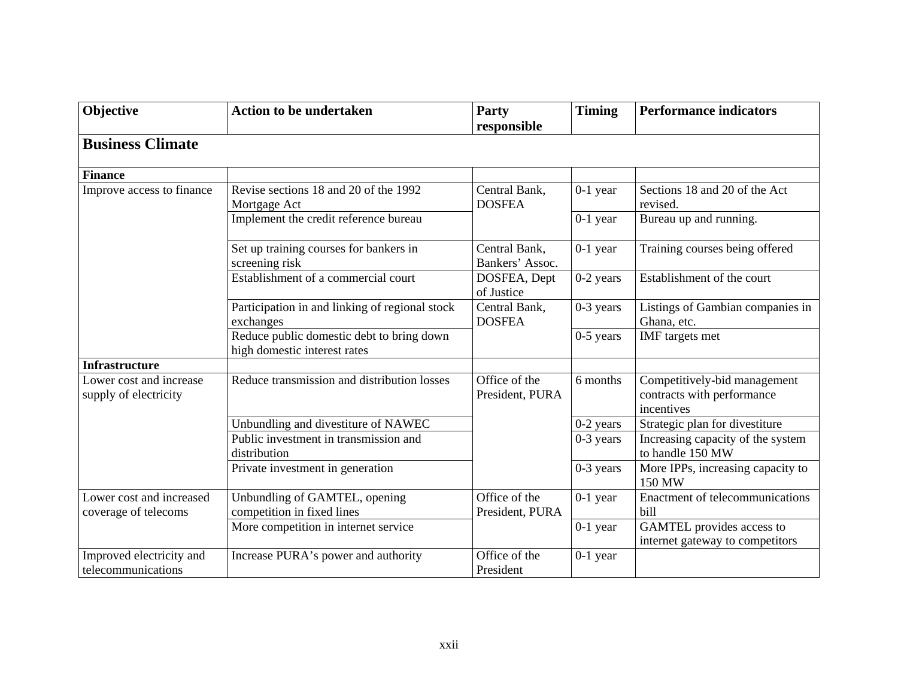| Objective | Action to be undertaken | Party responsible | Timing | Performance indicators |
|---|---|---|---|---|
| **Business Climate** | | | | |
| **Finance** | | | | |
| Improve access to finance | Revise sections 18 and 20 of the 1992 Mortgage Act | Central Bank, DOSFEA | 0-1 year | Sections 18 and 20 of the Act revised. |
| | Implement the credit reference bureau | | 0-1 year | Bureau up and running. |
| | Set up training courses for bankers in screening risk | Central Bank, Bankers' Assoc. | 0-1 year | Training courses being offered |
| | Establishment of a commercial court | DOSFEA, Dept of Justice | 0-2 years | Establishment of the court |
| | Participation in and linking of regional stock exchanges | Central Bank, DOSFEA | 0-3 years | Listings of Gambian companies in Ghana, etc. |
| | Reduce public domestic debt to bring down high domestic interest rates | | 0-5 years | IMF targets met |
| **Infrastructure** | | | | |
| Lower cost and increase supply of electricity | Reduce transmission and distribution losses | Office of the President, PURA | 6 months | Competitively-bid management contracts with performance incentives |
| | Unbundling and divestiture of NAWEC | | 0-2 years | Strategic plan for divestiture |
| | Public investment in transmission and distribution | | 0-3 years | Increasing capacity of the system to handle 150 MW |
| | Private investment in generation | | 0-3 years | More IPPs, increasing capacity to 150 MW |
| Lower cost and increased coverage of telecoms | Unbundling of GAMTEL, opening competition in fixed lines | Office of the President, PURA | 0-1 year | Enactment of telecommunications bill |
| | More competition in internet service | | 0-1 year | GAMTEL provides access to internet gateway to competitors |
| Improved electricity and telecommunications | Increase PURA's power and authority | Office of the President | 0-1 year | |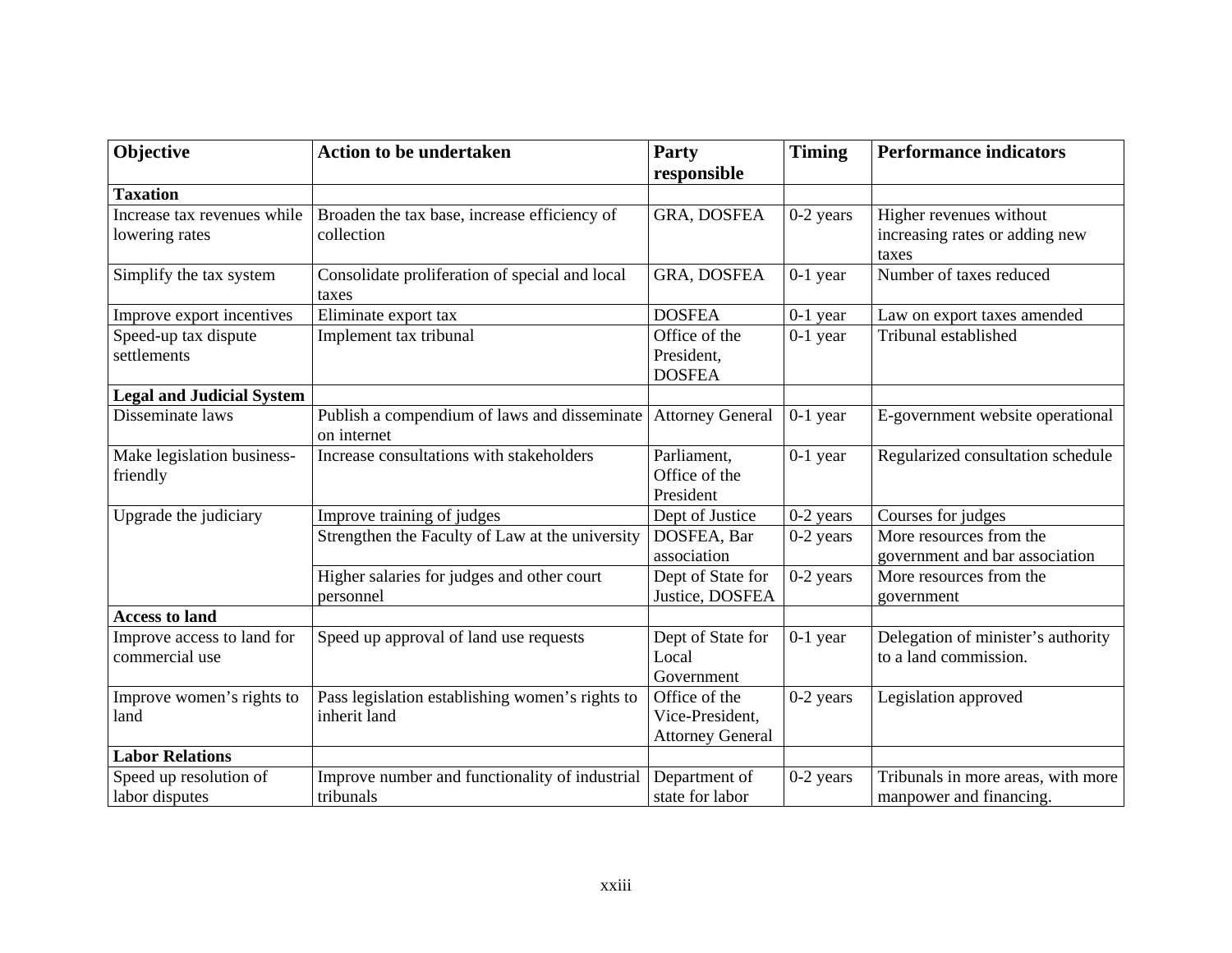| Objective | Action to be undertaken | Party responsible | Timing | Performance indicators |
|---|---|---|---|---|
| **Taxation** | | | | |
| Increase tax revenues while lowering rates | Broaden the tax base, increase efficiency of collection | GRA, DOSFEA | 0-2 years | Higher revenues without increasing rates or adding new taxes |
| Simplify the tax system | Consolidate proliferation of special and local taxes | GRA, DOSFEA | 0-1 year | Number of taxes reduced |
| Improve export incentives | Eliminate export tax | DOSFEA | 0-1 year | Law on export taxes amended |
| Speed-up tax dispute settlements | Implement tax tribunal | Office of the President, DOSFEA | 0-1 year | Tribunal established |
| **Legal and Judicial System** | | | | |
| Disseminate laws | Publish a compendium of laws and disseminate on internet | Attorney General | 0-1 year | E-government website operational |
| Make legislation business-friendly | Increase consultations with stakeholders | Parliament, Office of the President | 0-1 year | Regularized consultation schedule |
| Upgrade the judiciary | Improve training of judges | Dept of Justice | 0-2 years | Courses for judges |
| | Strengthen the Faculty of Law at the university | DOSFEA, Bar association | 0-2 years | More resources from the government and bar association |
| | Higher salaries for judges and other court personnel | Dept of State for Justice, DOSFEA | 0-2 years | More resources from the government |
| **Access to land** | | | | |
| Improve access to land for commercial use | Speed up approval of land use requests | Dept of State for Local Government | 0-1 year | Delegation of minister's authority to a land commission. |
| Improve women's rights to land | Pass legislation establishing women's rights to inherit land | Office of the Vice-President, Attorney General | 0-2 years | Legislation approved |
| **Labor Relations** | | | | |
| Speed up resolution of labor disputes | Improve number and functionality of industrial tribunals | Department of state for labor | 0-2 years | Tribunals in more areas, with more manpower and financing. |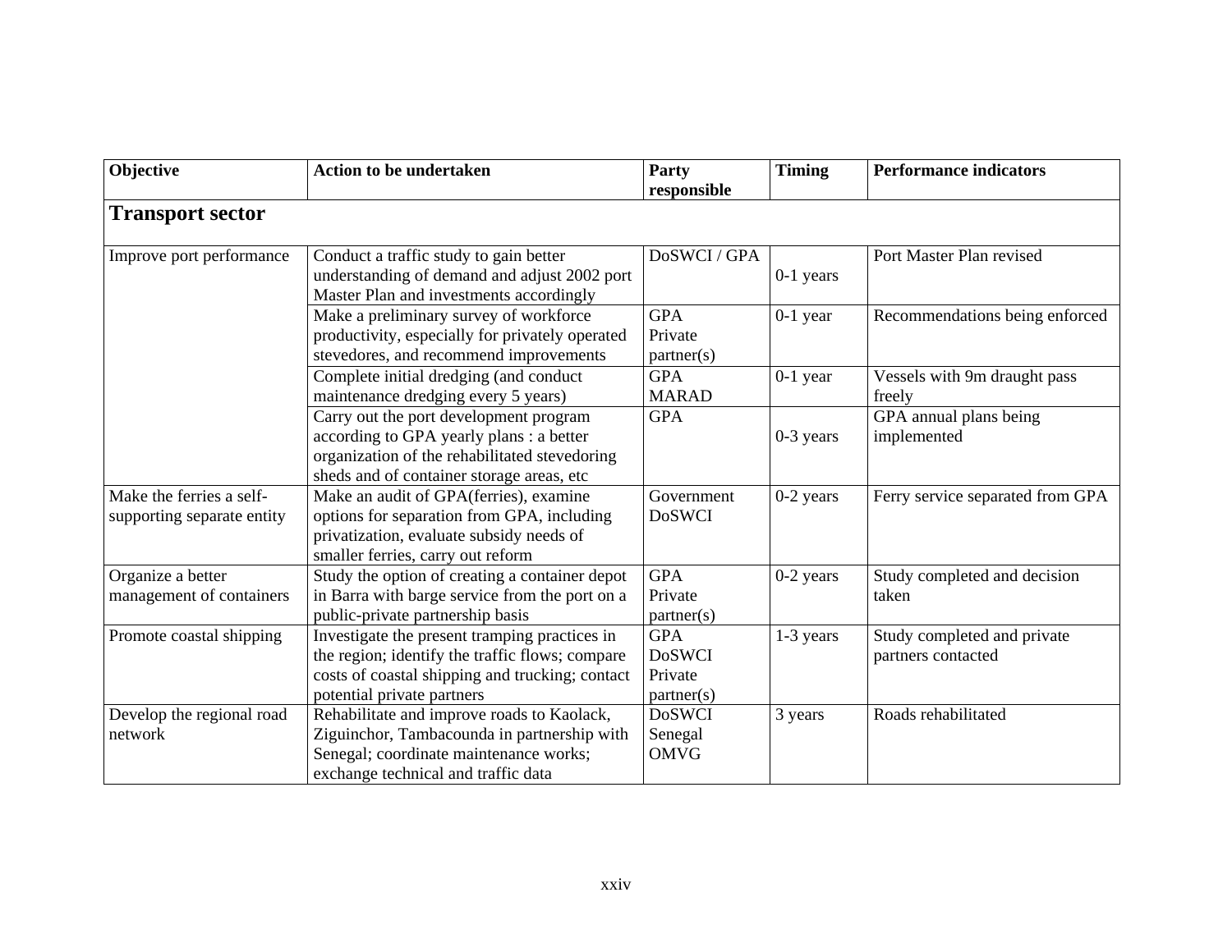| Objective | Action to be undertaken | Party responsible | Timing | Performance indicators |
|---|---|---|---|---|
| **Transport sector** | | | | |
| Improve port performance | Conduct a traffic study to gain better understanding of demand and adjust 2002 port Master Plan and investments accordingly | DoSWCI / GPA | 0-1 years | Port Master Plan revised |
| | Make a preliminary survey of workforce productivity, especially for privately operated stevedores, and recommend improvements | GPA Private partner(s) | 0-1 year | Recommendations being enforced |
| | Complete initial dredging (and conduct maintenance dredging every 5 years) | GPA MARAD | 0-1 year | Vessels with 9m draught pass freely |
| | Carry out the port development program according to GPA yearly plans : a better organization of the rehabilitated stevedoring sheds and of container storage areas, etc | GPA | 0-3 years | GPA annual plans being implemented |
| Make the ferries a self-supporting separate entity | Make an audit of GPA(ferries), examine options for separation from GPA, including privatization, evaluate subsidy needs of smaller ferries, carry out reform | Government DoSWCI | 0-2 years | Ferry service separated from GPA |
| Organize a better management of containers | Study the option of creating a container depot in Barra with barge service from the port on a public-private partnership basis | GPA Private partner(s) | 0-2 years | Study completed and decision taken |
| Promote coastal shipping | Investigate the present tramping practices in the region; identify the traffic flows; compare costs of coastal shipping and trucking; contact potential private partners | GPA DoSWCI Private partner(s) | 1-3 years | Study completed and private partners contacted |
| Develop the regional road network | Rehabilitate and improve roads to Kaolack, Ziguinchor, Tambacounda in partnership with Senegal; coordinate maintenance works; exchange technical and traffic data | DoSWCI Senegal OMVG | 3 years | Roads rehabilitated |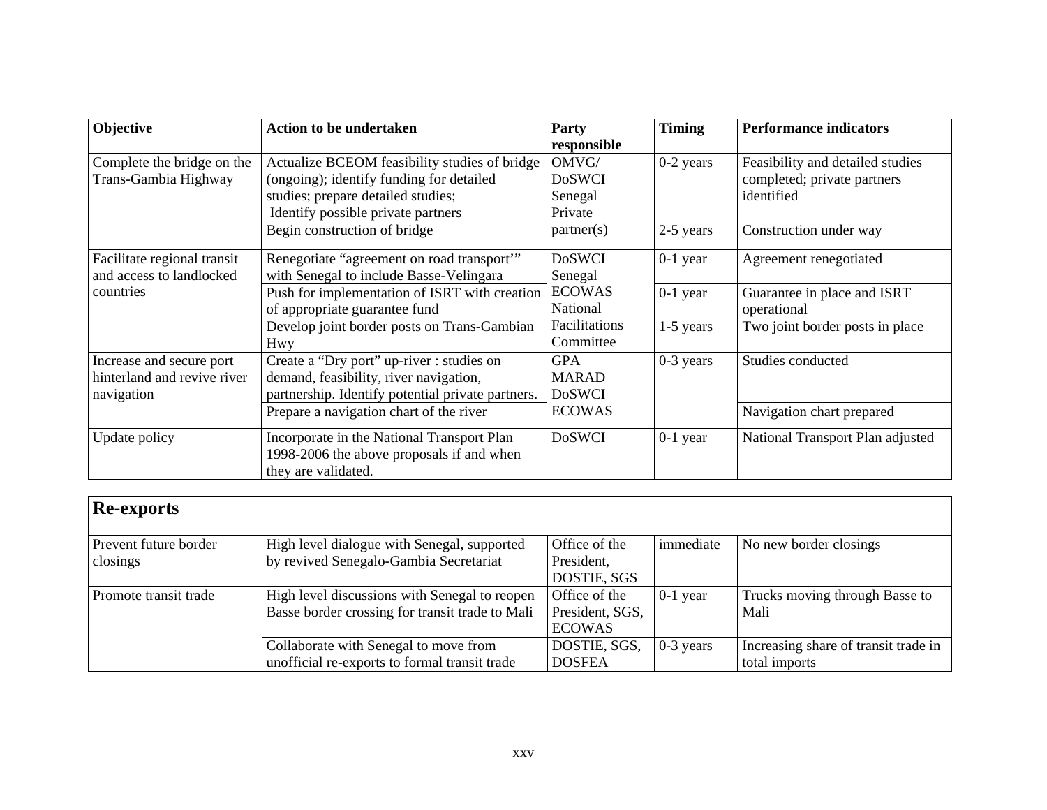| Objective | Action to be undertaken | Party responsible | Timing | Performance indicators |
|---|---|---|---|---|
| Complete the bridge on the Trans-Gambia Highway | Actualize BCEOM feasibility studies of bridge (ongoing); identify funding for detailed studies; prepare detailed studies; Identify possible private partners | OMVG/ DoSWCI Senegal Private partner(s) | 0-2 years | Feasibility and detailed studies completed; private partners identified |
| | Begin construction of bridge | | 2-5 years | Construction under way |
| Facilitate regional transit and access to landlocked countries | Renegotiate “agreement on road transport’” with Senegal to include Basse-Velingara | DoSWCI Senegal ECOWAS National Facilitations Committee | 0-1 year | Agreement renegotiated |
| | Push for implementation of ISRT with creation of appropriate guarantee fund | | 0-1 year | Guarantee in place and ISRT operational |
| | Develop joint border posts on Trans-Gambian Hwy | | 1-5 years | Two joint border posts in place |
| Increase and secure port hinterland and revive river navigation | Create a “Dry port” up-river : studies on demand, feasibility, river navigation, partnership. Identify potential private partners. | GPA MARAD DoSWCI ECOWAS | 0-3 years | Studies conducted |
| | Prepare a navigation chart of the river | | | Navigation chart prepared |
| Update policy | Incorporate in the National Transport Plan 1998-2006 the above proposals if and when they are validated. | DoSWCI | 0-1 year | National Transport Plan adjusted |

| **Re-exports** | | | | |
|---|---|---|---|---|
| Prevent future border closings | High level dialogue with Senegal, supported by revived Senegalo-Gambia Secretariat | Office of the President, DOSTIE, SGS | immediate | No new border closings |
| Promote transit trade | High level discussions with Senegal to reopen Basse border crossing for transit trade to Mali | Office of the President, SGS, ECOWAS | 0-1 year | Trucks moving through Basse to Mali |
| | Collaborate with Senegal to move from unofficial re-exports to formal transit trade | DOSTIE, SGS, DOSFEA | 0-3 years | Increasing share of transit trade in total imports |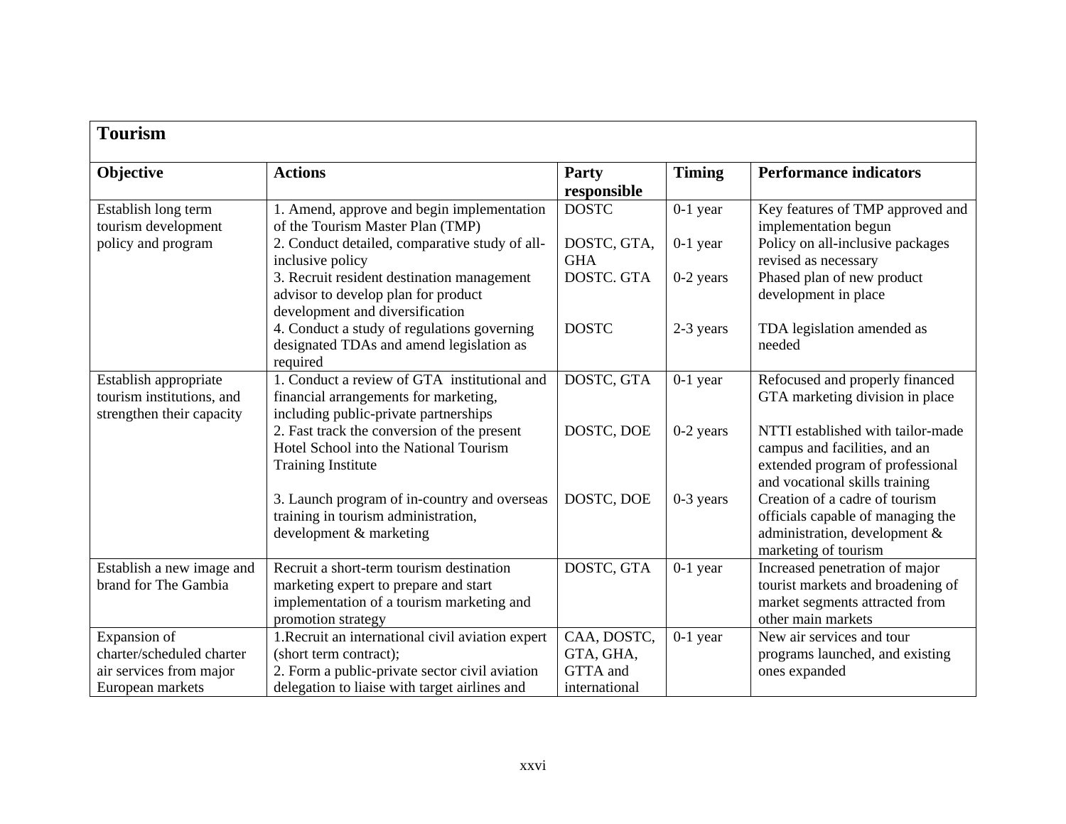| **Tourism** | | | | |
|---|---|---|---|---|
| **Objective** | **Actions** | **Party responsible** | **Timing** | **Performance indicators** |
| Establish long term tourism development policy and program | 1. Amend, approve and begin implementation of the Tourism Master Plan (TMP) | DOSTC | 0-1 year | Key features of TMP approved and implementation begun |
| | 2. Conduct detailed, comparative study of all-inclusive policy | DOSTC, GTA, GHA | 0-1 year | Policy on all-inclusive packages revised as necessary |
| | 3. Recruit resident destination management advisor to develop plan for product development and diversification | DOSTC. GTA | 0-2 years | Phased plan of new product development in place |
| | 4. Conduct a study of regulations governing designated TDAs and amend legislation as required | DOSTC | 2-3 years | TDA legislation amended as needed |
| Establish appropriate tourism institutions, and strengthen their capacity | 1. Conduct a review of GTA institutional and financial arrangements for marketing, including public-private partnerships | DOSTC, GTA | 0-1 year | Refocused and properly financed GTA marketing division in place |
| | 2. Fast track the conversion of the present Hotel School into the National Tourism Training Institute | DOSTC, DOE | 0-2 years | NTTI established with tailor-made campus and facilities, and an extended program of professional and vocational skills training |
| | 3. Launch program of in-country and overseas training in tourism administration, development & marketing | DOSTC, DOE | 0-3 years | Creation of a cadre of tourism officials capable of managing the administration, development & marketing of tourism |
| Establish a new image and brand for The Gambia | Recruit a short-term tourism destination marketing expert to prepare and start implementation of a tourism marketing and promotion strategy | DOSTC, GTA | 0-1 year | Increased penetration of major tourist markets and broadening of market segments attracted from other main markets |
| Expansion of charter/scheduled charter air services from major European markets | 1.Recruit an international civil aviation expert (short term contract);<br>2. Form a public-private sector civil aviation delegation to liaise with target airlines and | CAA, DOSTC, GTA, GHA, GTTA and international | 0-1 year | New air services and tour programs launched, and existing ones expanded |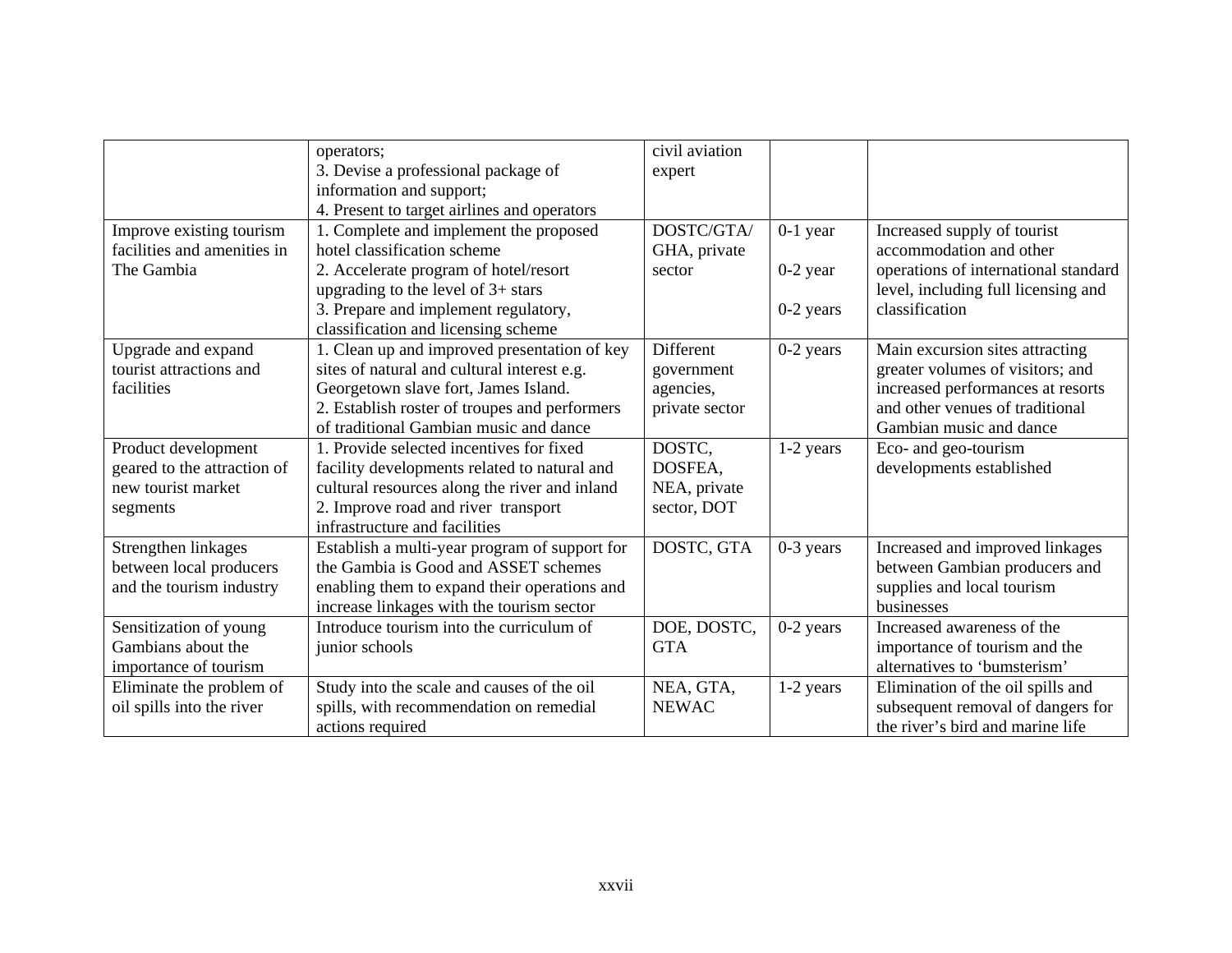| | | | | |
|---|---|---|---|---|
| | operators;<br>3. Devise a professional package of information and support;<br>4. Present to target airlines and operators | civil aviation expert | | |
| Improve existing tourism facilities and amenities in The Gambia | 1. Complete and implement the proposed hotel classification scheme<br>2. Accelerate program of hotel/resort upgrading to the level of 3+ stars<br>3. Prepare and implement regulatory, classification and licensing scheme | DOSTC/GTA/ GHA, private sector | 0-1 year<br><br>0-2 year<br><br>0-2 years | Increased supply of tourist accommodation and other operations of international standard level, including full licensing and classification |
| Upgrade and expand tourist attractions and facilities | 1. Clean up and improved presentation of key sites of natural and cultural interest e.g. Georgetown slave fort, James Island.<br>2. Establish roster of troupes and performers of traditional Gambian music and dance | Different government agencies, private sector | 0-2 years | Main excursion sites attracting greater volumes of visitors; and increased performances at resorts and other venues of traditional Gambian music and dance |
| Product development geared to the attraction of new tourist market segments | 1. Provide selected incentives for fixed facility developments related to natural and cultural resources along the river and inland<br>2. Improve road and river transport infrastructure and facilities | DOSTC, DOSFEA, NEA, private sector, DOT | 1-2 years | Eco- and geo-tourism developments established |
| Strengthen linkages between local producers and the tourism industry | Establish a multi-year program of support for the Gambia is Good and ASSET schemes enabling them to expand their operations and increase linkages with the tourism sector | DOSTC, GTA | 0-3 years | Increased and improved linkages between Gambian producers and supplies and local tourism businesses |
| Sensitization of young Gambians about the importance of tourism | Introduce tourism into the curriculum of junior schools | DOE, DOSTC, GTA | 0-2 years | Increased awareness of the importance of tourism and the alternatives to 'bumsterism' |
| Eliminate the problem of oil spills into the river | Study into the scale and causes of the oil spills, with recommendation on remedial actions required | NEA, GTA, NEWAC | 1-2 years | Elimination of the oil spills and subsequent removal of dangers for the river's bird and marine life |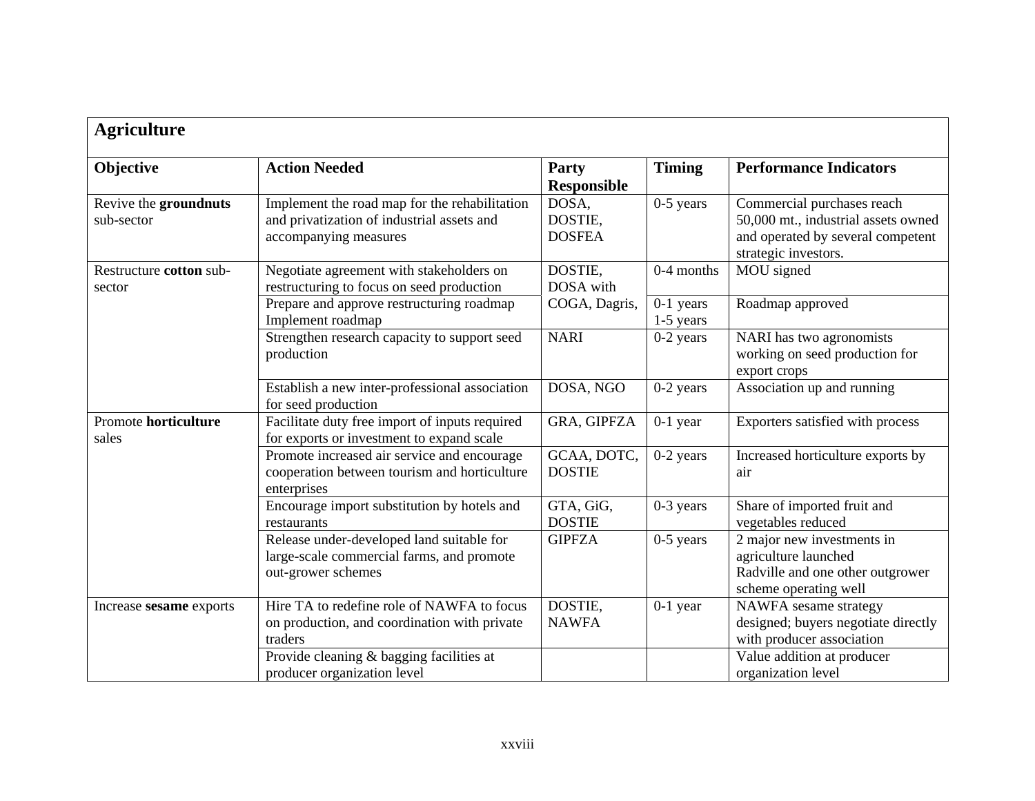| **Agriculture** | | | | |
|---|---|---|---|---|
| **Objective** | **Action Needed** | **Party Responsible** | **Timing** | **Performance Indicators** |
| Revive the **groundnuts** sub-sector | Implement the road map for the rehabilitation and privatization of industrial assets and accompanying measures | DOSA, DOSTIE, DOSFEA | 0-5 years | Commercial purchases reach 50,000 mt., industrial assets owned and operated by several competent strategic investors. |
| Restructure **cotton** sub-sector | Negotiate agreement with stakeholders on restructuring to focus on seed production | DOSTIE, DOSA with COGA, Dagris, | 0-4 months | MOU signed |
| | Prepare and approve restructuring roadmap<br>Implement roadmap | | 0-1 years<br>1-5 years | Roadmap approved |
| | Strengthen research capacity to support seed production | NARI | 0-2 years | NARI has two agronomists working on seed production for export crops |
| | Establish a new inter-professional association for seed production | DOSA, NGO | 0-2 years | Association up and running |
| Promote **horticulture** sales | Facilitate duty free import of inputs required for exports or investment to expand scale | GRA, GIPFZA | 0-1 year | Exporters satisfied with process |
| | Promote increased air service and encourage cooperation between tourism and horticulture enterprises | GCAA, DOTC, DOSTIE | 0-2 years | Increased horticulture exports by air |
| | Encourage import substitution by hotels and restaurants | GTA, GiG, DOSTIE | 0-3 years | Share of imported fruit and vegetables reduced |
| | Release under-developed land suitable for large-scale commercial farms, and promote out-grower schemes | GIPFZA | 0-5 years | 2 major new investments in agriculture launched<br>Radville and one other outgrower scheme operating well |
| Increase **sesame** exports | Hire TA to redefine role of NAWFA to focus on production, and coordination with private traders | DOSTIE, NAWFA | 0-1 year | NAWFA sesame strategy designed; buyers negotiate directly with producer association |
| | Provide cleaning & bagging facilities at producer organization level | | | Value addition at producer organization level |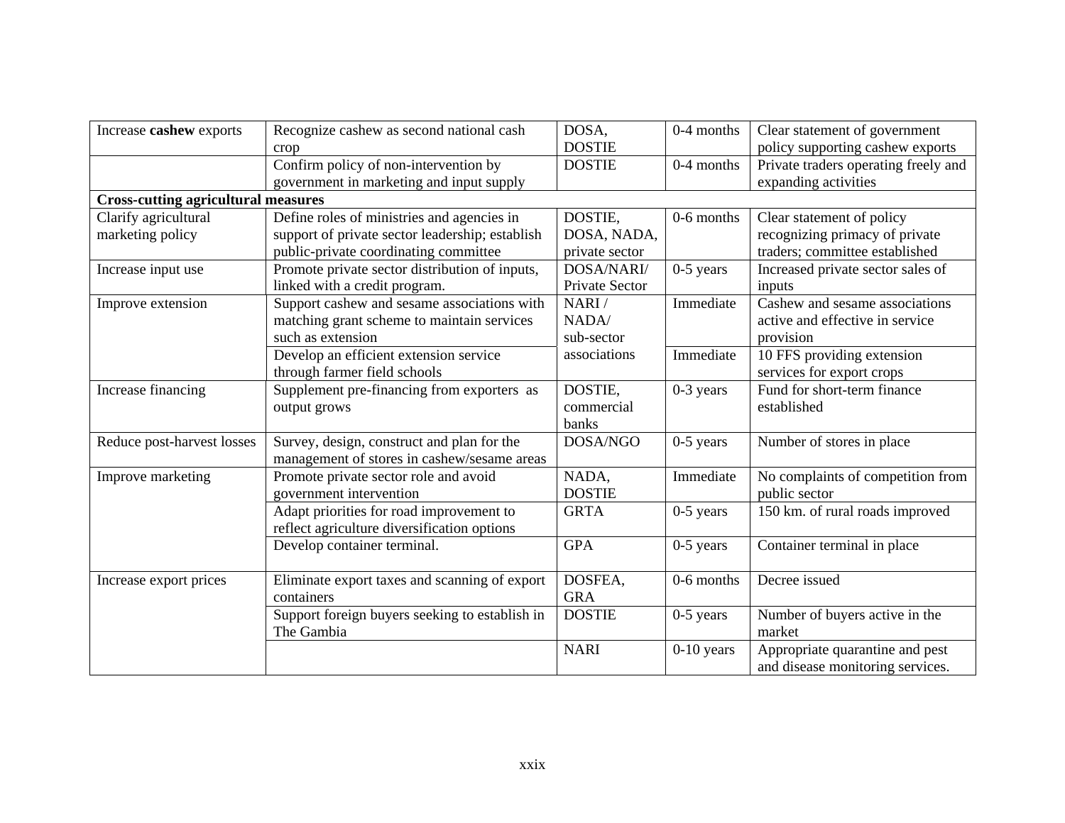| Increase **cashew** exports | Recognize cashew as second national cash crop | DOSA, DOSTIE | 0-4 months | Clear statement of government policy supporting cashew exports |
|---|---|---|---|---|
| | Confirm policy of non-intervention by government in marketing and input supply | DOSTIE | 0-4 months | Private traders operating freely and expanding activities |
| **Cross-cutting agricultural measures** | | | | |
| Clarify agricultural marketing policy | Define roles of ministries and agencies in support of private sector leadership; establish public-private coordinating committee | DOSTIE, DOSA, NADA, private sector | 0-6 months | Clear statement of policy recognizing primacy of private traders; committee established |
| Increase input use | Promote private sector distribution of inputs, linked with a credit program. | DOSA/NARI/ Private Sector | 0-5 years | Increased private sector sales of inputs |
| Improve extension | Support cashew and sesame associations with matching grant scheme to maintain services such as extension | NARI / NADA/ sub-sector associations | Immediate | Cashew and sesame associations active and effective in service provision |
| | Develop an efficient extension service through farmer field schools | | Immediate | 10 FFS providing extension services for export crops |
| Increase financing | Supplement pre-financing from exporters as output grows | DOSTIE, commercial banks | 0-3 years | Fund for short-term finance established |
| Reduce post-harvest losses | Survey, design, construct and plan for the management of stores in cashew/sesame areas | DOSA/NGO | 0-5 years | Number of stores in place |
| Improve marketing | Promote private sector role and avoid government intervention | NADA, DOSTIE | Immediate | No complaints of competition from public sector |
| | Adapt priorities for road improvement to reflect agriculture diversification options | GRTA | 0-5 years | 150 km. of rural roads improved |
| | Develop container terminal. | GPA | 0-5 years | Container terminal in place |
| Increase export prices | Eliminate export taxes and scanning of export containers | DOSFEA, GRA | 0-6 months | Decree issued |
| | Support foreign buyers seeking to establish in The Gambia | DOSTIE | 0-5 years | Number of buyers active in the market |
| | | NARI | 0-10 years | Appropriate quarantine and pest and disease monitoring services. |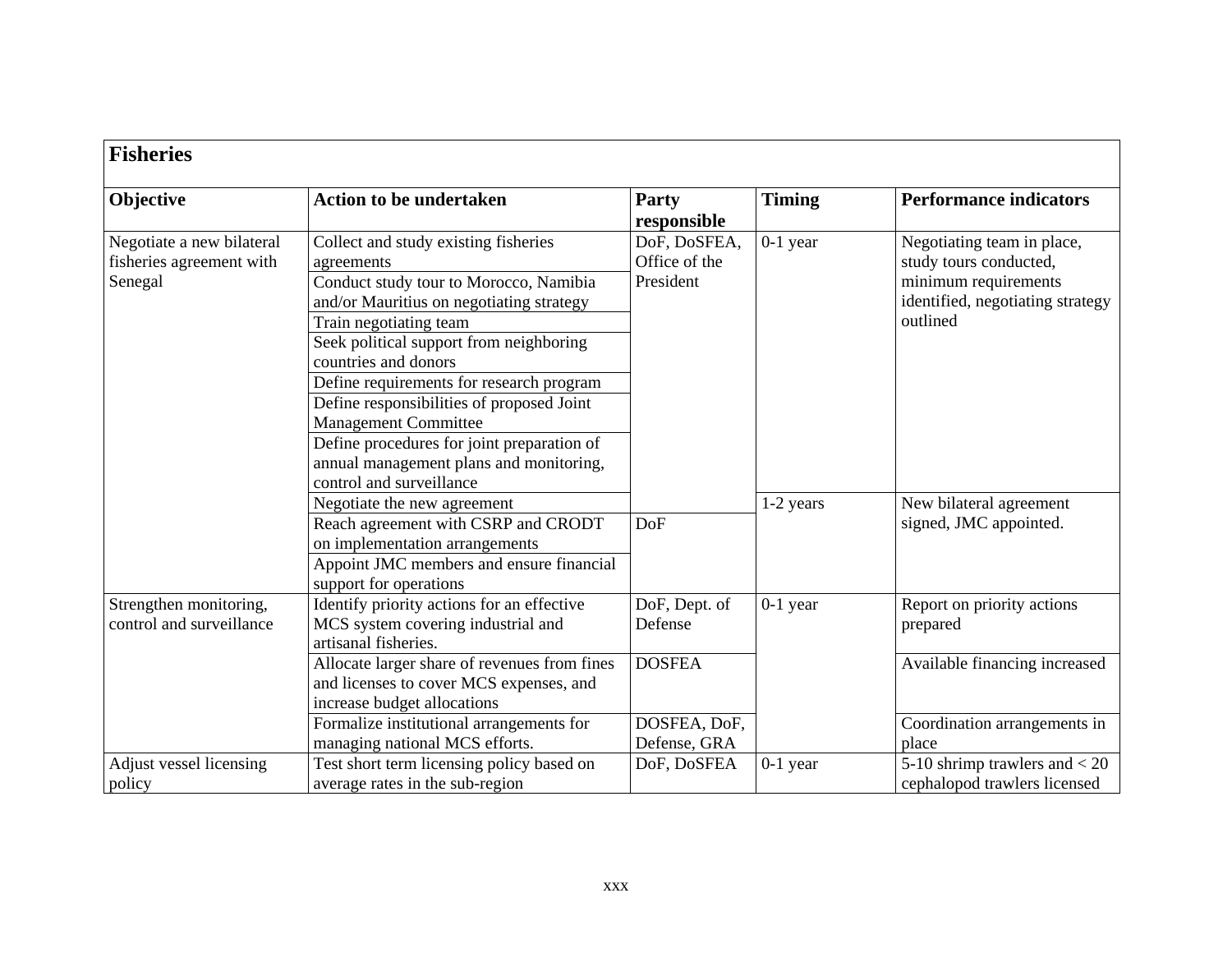| **Fisheries** | | | | |
|---|---|---|---|---|
| **Objective** | **Action to be undertaken** | **Party responsible** | **Timing** | **Performance indicators** |
| Negotiate a new bilateral fisheries agreement with Senegal | Collect and study existing fisheries agreements | DoF, DoSFEA, Office of the President | 0-1 year | Negotiating team in place, study tours conducted, minimum requirements identified, negotiating strategy outlined |
| | Conduct study tour to Morocco, Namibia and/or Mauritius on negotiating strategy | | | |
| | Train negotiating team | | | |
| | Seek political support from neighboring countries and donors | | | |
| | Define requirements for research program | | | |
| | Define responsibilities of proposed Joint Management Committee | | | |
| | Define procedures for joint preparation of annual management plans and monitoring, control and surveillance | | | |
| | Negotiate the new agreement | | 1-2 years | New bilateral agreement signed, JMC appointed. |
| | Reach agreement with CSRP and CRODT on implementation arrangements | DoF | | |
| | Appoint JMC members and ensure financial support for operations | | | |
| Strengthen monitoring, control and surveillance | Identify priority actions for an effective MCS system covering industrial and artisanal fisheries. | DoF, Dept. of Defense | 0-1 year | Report on priority actions prepared |
| | Allocate larger share of revenues from fines and licenses to cover MCS expenses, and increase budget allocations | DOSFEA | | Available financing increased |
| | Formalize institutional arrangements for managing national MCS efforts. | DOSFEA, DoF, Defense, GRA | | Coordination arrangements in place |
| Adjust vessel licensing policy | Test short term licensing policy based on average rates in the sub-region | DoF, DoSFEA | 0-1 year | 5-10 shrimp trawlers and < 20 cephalopod trawlers licensed |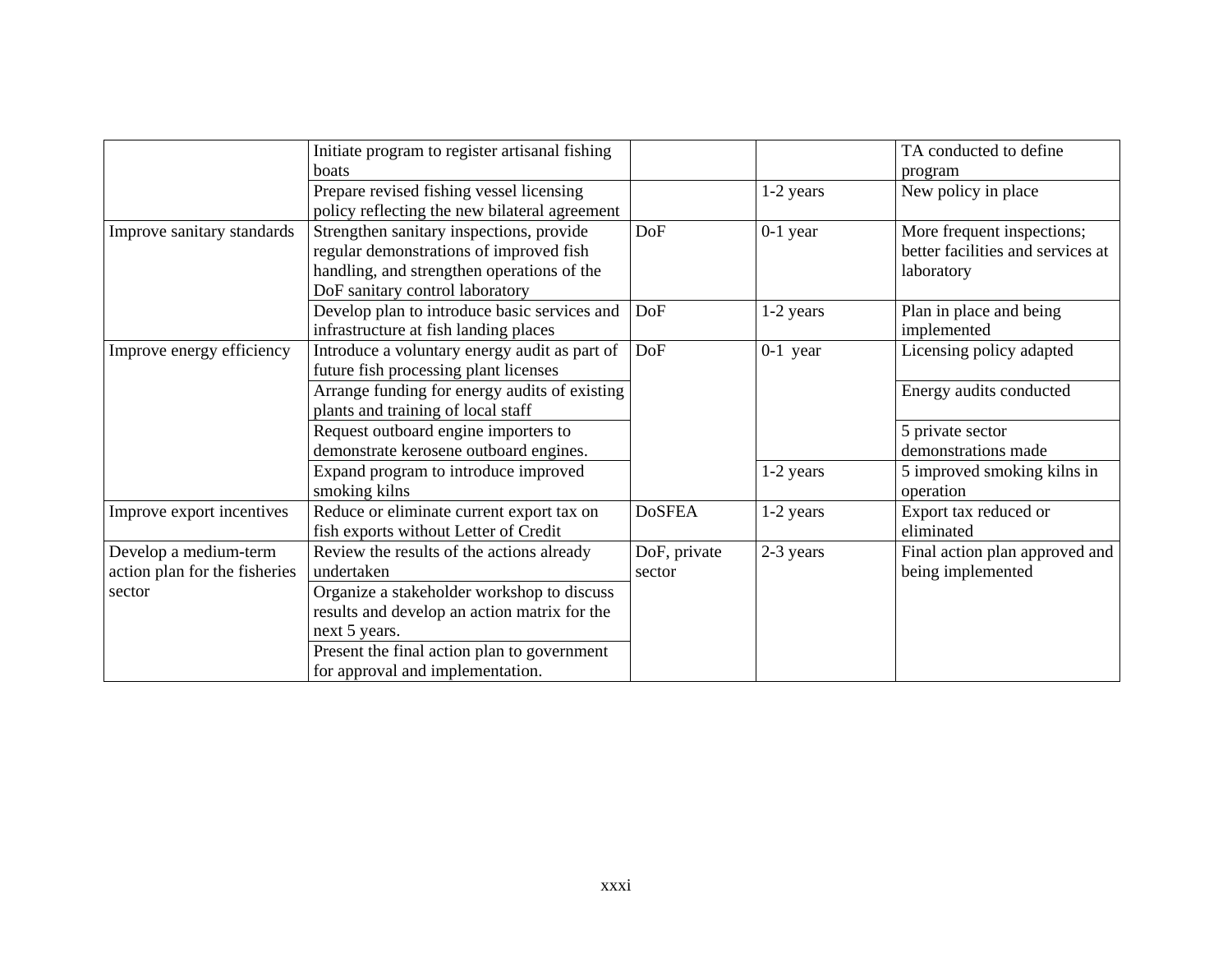| | | | | |
|---|---|---|---|---|
| | Initiate program to register artisanal fishing boats | | | TA conducted to define program |
| | Prepare revised fishing vessel licensing policy reflecting the new bilateral agreement | | 1-2 years | New policy in place |
| Improve sanitary standards | Strengthen sanitary inspections, provide regular demonstrations of improved fish handling, and strengthen operations of the DoF sanitary control laboratory | DoF | 0-1 year | More frequent inspections; better facilities and services at laboratory |
| | Develop plan to introduce basic services and infrastructure at fish landing places | DoF | 1-2 years | Plan in place and being implemented |
| Improve energy efficiency | Introduce a voluntary energy audit as part of future fish processing plant licenses | DoF | 0-1 year | Licensing policy adapted |
| | Arrange funding for energy audits of existing plants and training of local staff | | | Energy audits conducted |
| | Request outboard engine importers to demonstrate kerosene outboard engines. | | | 5 private sector demonstrations made |
| | Expand program to introduce improved smoking kilns | | 1-2 years | 5 improved smoking kilns in operation |
| Improve export incentives | Reduce or eliminate current export tax on fish exports without Letter of Credit | DoSFEA | 1-2 years | Export tax reduced or eliminated |
| Develop a medium-term action plan for the fisheries sector | Review the results of the actions already undertaken | DoF, private sector | 2-3 years | Final action plan approved and being implemented |
| | Organize a stakeholder workshop to discuss results and develop an action matrix for the next 5 years. | | | |
| | Present the final action plan to government for approval and implementation. | | | |